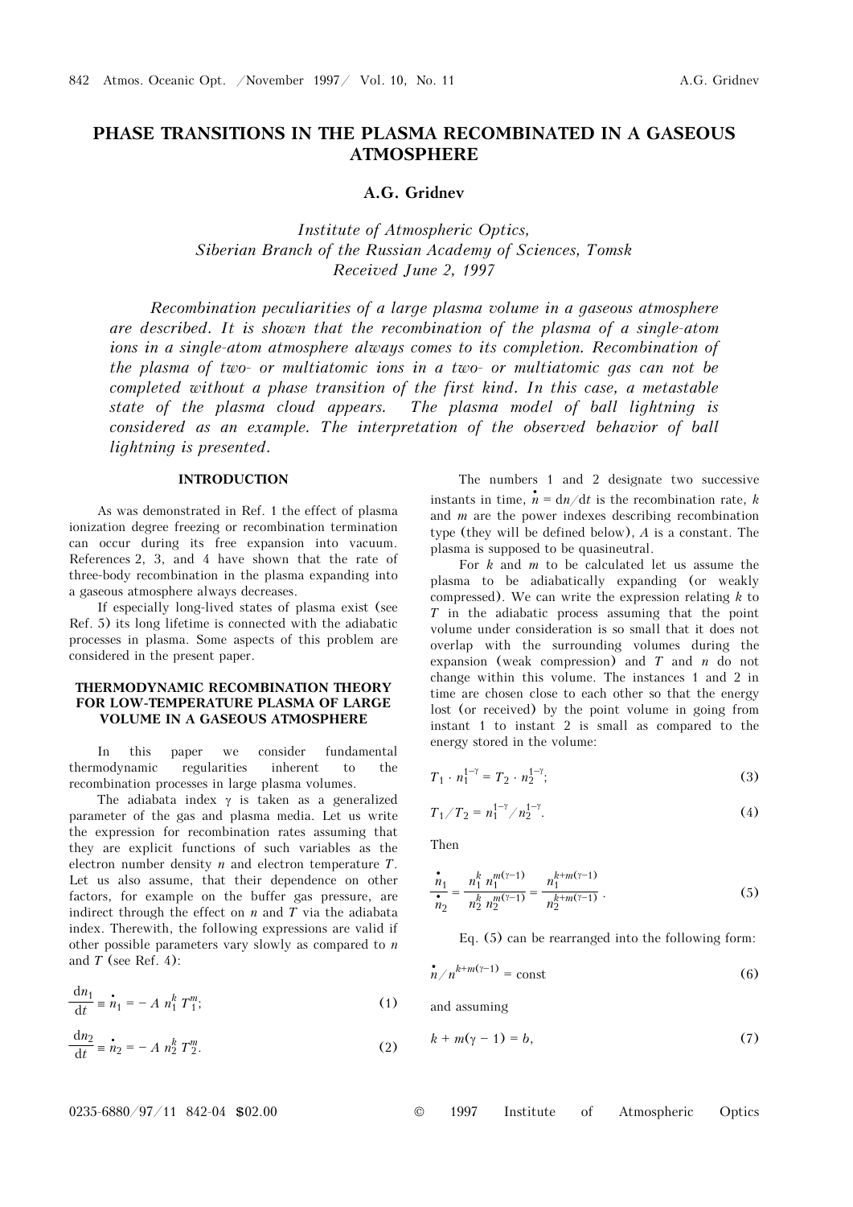# PHASE TRANSITIONS IN THE PLASMA RECOMBINATED IN A GASEOUS ATMOSPHERE

**A.G. Gridnev**

*Institute of Atmospheric Optics,*
*Siberian Branch of the Russian Academy of Sciences, Tomsk*
*Received June 2, 1997*

*Recombination peculiarities of a large plasma volume in a gaseous atmosphere are described. It is shown that the recombination of the plasma of a single-atom ions in a single-atom atmosphere always comes to its completion. Recombination of the plasma of two- or multiatomic ions in a two- or multiatomic gas can not be completed without a phase transition of the first kind. In this case, a metastable state of the plasma cloud appears. The plasma model of ball lightning is considered as an example. The interpretation of the observed behavior of ball lightning is presented.*

## INTRODUCTION

As was demonstrated in Ref. 1 the effect of plasma ionization degree freezing or recombination termination can occur during its free expansion into vacuum. References 2, 3, and 4 have shown that the rate of three-body recombination in the plasma expanding into a gaseous atmosphere always decreases.

If especially long-lived states of plasma exist (see Ref. 5) its long lifetime is connected with the adiabatic processes in plasma. Some aspects of this problem are considered in the present paper.

## THERMODYNAMIC RECOMBINATION THEORY FOR LOW-TEMPERATURE PLASMA OF LARGE VOLUME IN A GASEOUS ATMOSPHERE

In this paper we consider fundamental thermodynamic regularities inherent to the recombination processes in large plasma volumes.

The adiabata index $\gamma$ is taken as a generalized parameter of the gas and plasma media. Let us write the expression for recombination rates assuming that they are explicit functions of such variables as the electron number density $n$ and electron temperature $T$. Let us also assume, that their dependence on other factors, for example on the buffer gas pressure, are indirect through the effect on $n$ and $T$ via the adiabata index. Therewith, the following expressions are valid if other possible parameters vary slowly as compared to $n$ and $T$ (see Ref. 4):

$$\frac{dn_1}{dt} \equiv \dot{n}_1 = -A\, n_1^k\, T_1^m; \tag{1}$$

$$\frac{dn_2}{dt} \equiv \dot{n}_2 = -A\, n_2^k\, T_2^m. \tag{2}$$

The numbers 1 and 2 designate two successive instants in time, $\dot{n} = dn/dt$ is the recombination rate, $k$ and $m$ are the power indexes describing recombination type (they will be defined below), $A$ is a constant. The plasma is supposed to be quasineutral.

For $k$ and $m$ to be calculated let us assume the plasma to be adiabatically expanding (or weakly compressed). We can write the expression relating $k$ to $T$ in the adiabatic process assuming that the point volume under consideration is so small that it does not overlap with the surrounding volumes during the expansion (weak compression) and $T$ and $n$ do not change within this volume. The instances 1 and 2 in time are chosen close to each other so that the energy lost (or received) by the point volume in going from instant 1 to instant 2 is small as compared to the energy stored in the volume:

$$T_1 \cdot n_1^{1-\gamma} = T_2 \cdot n_2^{1-\gamma}; \tag{3}$$

$$T_1 / T_2 = n_1^{1-\gamma} / n_2^{1-\gamma}. \tag{4}$$

Then

$$\frac{\dot{n}_1}{\dot{n}_2} = \frac{n_1^k\, n_1^{m(\gamma-1)}}{n_2^k\, n_2^{m(\gamma-1)}} = \frac{n_1^{k+m(\gamma-1)}}{n_2^{k+m(\gamma-1)}}. \tag{5}$$

Eq. (5) can be rearranged into the following form:

$$\dot{n} / n^{k+m(\gamma-1)} = \text{const} \tag{6}$$

and assuming

$$k + m(\gamma - 1) = b, \tag{7}$$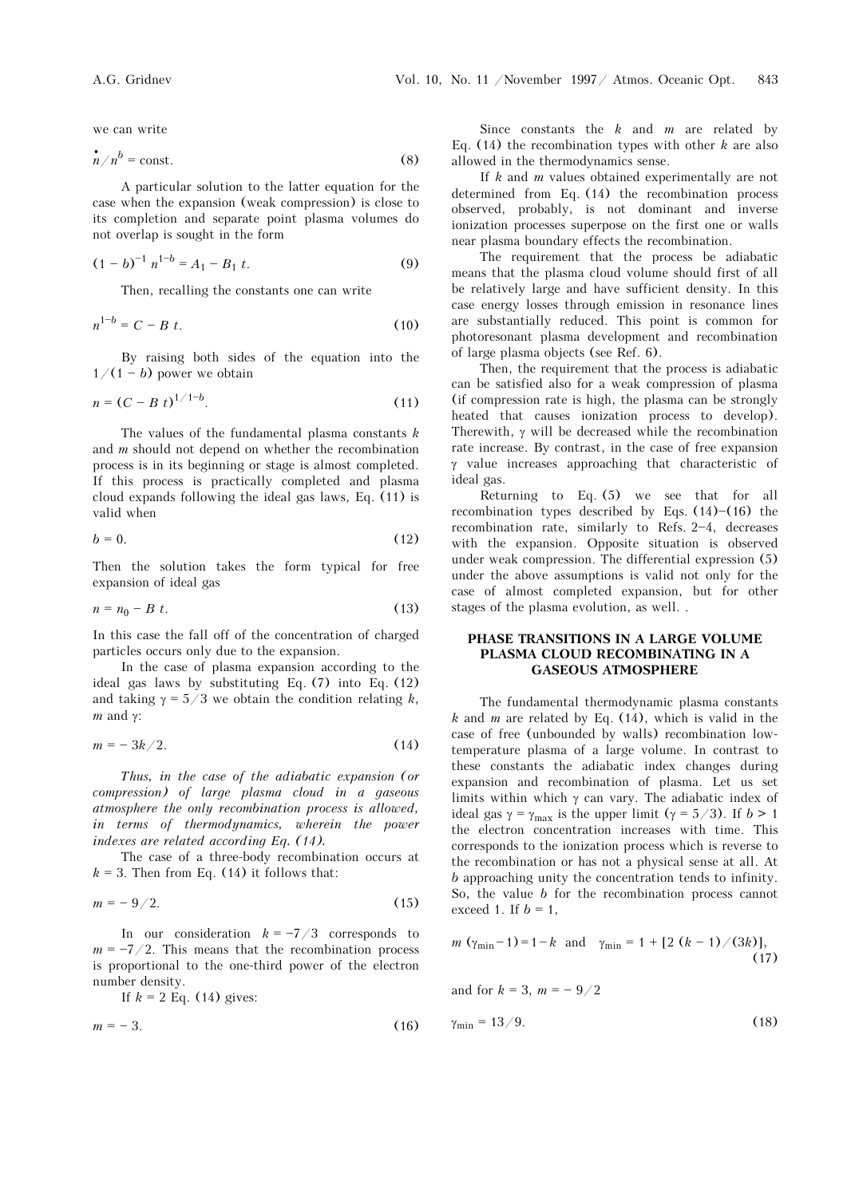we can write

$$\dot{n}/n^b = \text{const}. \tag{8}$$

A particular solution to the latter equation for the case when the expansion (weak compression) is close to its completion and separate point plasma volumes do not overlap is sought in the form

$$(1 - b)^{-1} n^{1-b} = A_1 - B_1 t. \tag{9}$$

Then, recalling the constants one can write

$$n^{1-b} = C - B t. \tag{10}$$

By raising both sides of the equation into the $1/(1 - b)$ power we obtain

$$n = (C - B t)^{1/1-b}. \tag{11}$$

The values of the fundamental plasma constants $k$ and $m$ should not depend on whether the recombination process is in its beginning or stage is almost completed. If this process is practically completed and plasma cloud expands following the ideal gas laws, Eq. (11) is valid when

$$b = 0. \tag{12}$$

Then the solution takes the form typical for free expansion of ideal gas

$$n = n_0 - B t. \tag{13}$$

In this case the fall off of the concentration of charged particles occurs only due to the expansion.

In the case of plasma expansion according to the ideal gas laws by substituting Eq. (7) into Eq. (12) and taking $\gamma = 5/3$ we obtain the condition relating $k$, $m$ and $\gamma$:

$$m = - 3k/2. \tag{14}$$

*Thus, in the case of the adiabatic expansion (or compression) of large plasma cloud in a gaseous atmosphere the only recombination process is allowed, in terms of thermodynamics, wherein the power indexes are related according Eq. (14).*

The case of a three-body recombination occurs at $k = 3$. Then from Eq. (14) it follows that:

$$m = - 9/2. \tag{15}$$

In our consideration $k = -7/3$ corresponds to $m = -7/2$. This means that the recombination process is proportional to the one-third power of the electron number density.

If $k = 2$ Eq. (14) gives:

$$m = - 3. \tag{16}$$

Since constants the $k$ and $m$ are related by Eq. (14) the recombination types with other $k$ are also allowed in the thermodynamics sense.

If $k$ and $m$ values obtained experimentally are not determined from Eq. (14) the recombination process observed, probably, is not dominant and inverse ionization processes superpose on the first one or walls near plasma boundary effects the recombination.

The requirement that the process be adiabatic means that the plasma cloud volume should first of all be relatively large and have sufficient density. In this case energy losses through emission in resonance lines are substantially reduced. This point is common for photoresonant plasma development and recombination of large plasma objects (see Ref. 6).

Then, the requirement that the process is adiabatic can be satisfied also for a weak compression of plasma (if compression rate is high, the plasma can be strongly heated that causes ionization process to develop). Therewith, $\gamma$ will be decreased while the recombination rate increase. By contrast, in the case of free expansion $\gamma$ value increases approaching that characteristic of ideal gas.

Returning to Eq. (5) we see that for all recombination types described by Eqs. (14)–(16) the recombination rate, similarly to Refs. 2–4, decreases with the expansion. Opposite situation is observed under weak compression. The differential expression (5) under the above assumptions is valid not only for the case of almost completed expansion, but for other stages of the plasma evolution, as well. .

## PHASE TRANSITIONS IN A LARGE VOLUME PLASMA CLOUD RECOMBINATING IN A GASEOUS ATMOSPHERE

The fundamental thermodynamic plasma constants $k$ and $m$ are related by Eq. (14), which is valid in the case of free (unbounded by walls) recombination low-temperature plasma of a large volume. In contrast to these constants the adiabatic index changes during expansion and recombination of plasma. Let us set limits within which $\gamma$ can vary. The adiabatic index of ideal gas $\gamma = \gamma_{max}$ is the upper limit ($\gamma = 5/3$). If $b > 1$ the electron concentration increases with time. This corresponds to the ionization process which is reverse to the recombination or has not a physical sense at all. At $b$ approaching unity the concentration tends to infinity. So, the value $b$ for the recombination process cannot exceed 1. If $b = 1$,

$$m\,(\gamma_{min} - 1) = 1 - k \quad \text{and} \quad \gamma_{min} = 1 + [2\,(k - 1)/(3k)], \tag{17}$$

and for $k = 3$, $m = - 9/2$

$$\gamma_{min} = 13/9. \tag{18}$$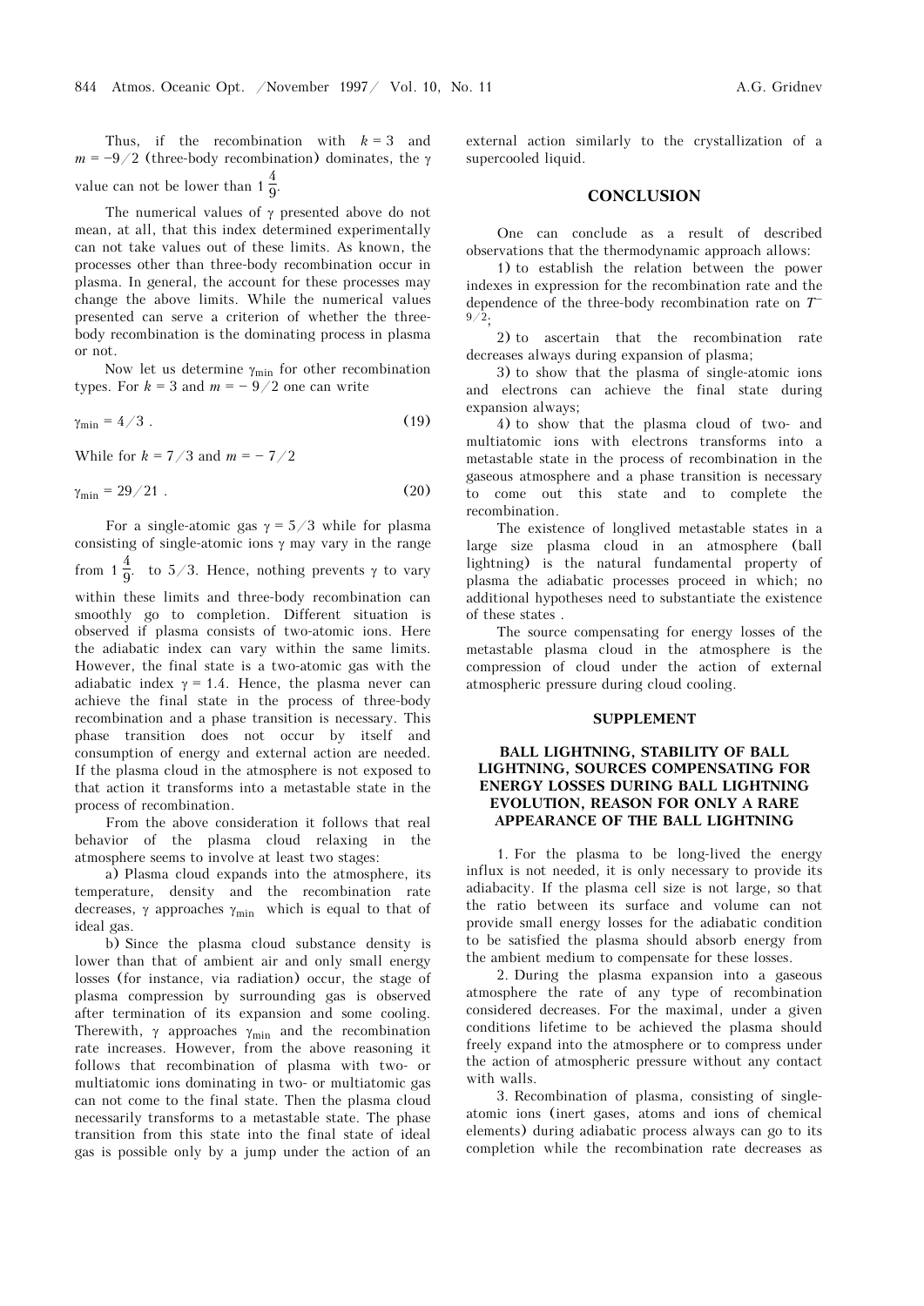Thus, if the recombination with $k = 3$ and $m = -9/2$ (three-body recombination) dominates, the $\gamma$ value can not be lower than $1\frac{4}{9}$.

The numerical values of $\gamma$ presented above do not mean, at all, that this index determined experimentally can not take values out of these limits. As known, the processes other than three-body recombination occur in plasma. In general, the account for these processes may change the above limits. While the numerical values presented can serve a criterion of whether the three-body recombination is the dominating process in plasma or not.

Now let us determine $\gamma_{min}$ for other recombination types. For $k = 3$ and $m = -9/2$ one can write

$$\gamma_{min} = 4/3 . \tag{19}$$

While for $k = 7/3$ and $m = -7/2$

$$\gamma_{min} = 29/21 . \tag{20}$$

For a single-atomic gas $\gamma = 5/3$ while for plasma consisting of single-atomic ions $\gamma$ may vary in the range from $1\frac{4}{9}$. to $5/3$. Hence, nothing prevents $\gamma$ to vary within these limits and three-body recombination can smoothly go to completion. Different situation is observed if plasma consists of two-atomic ions. Here the adiabatic index can vary within the same limits. However, the final state is a two-atomic gas with the adiabatic index $\gamma = 1.4$. Hence, the plasma never can achieve the final state in the process of three-body recombination and a phase transition is necessary. This phase transition does not occur by itself and consumption of energy and external action are needed. If the plasma cloud in the atmosphere is not exposed to that action it transforms into a metastable state in the process of recombination.

From the above consideration it follows that real behavior of the plasma cloud relaxing in the atmosphere seems to involve at least two stages:

a) Plasma cloud expands into the atmosphere, its temperature, density and the recombination rate decreases, $\gamma$ approaches $\gamma_{min}$ which is equal to that of ideal gas.

b) Since the plasma cloud substance density is lower than that of ambient air and only small energy losses (for instance, via radiation) occur, the stage of plasma compression by surrounding gas is observed after termination of its expansion and some cooling. Therewith, $\gamma$ approaches $\gamma_{min}$ and the recombination rate increases. However, from the above reasoning it follows that recombination of plasma with two- or multiatomic ions dominating in two- or multiatomic gas can not come to the final state. Then the plasma cloud necessarily transforms to a metastable state. The phase transition from this state into the final state of ideal gas is possible only by a jump under the action of an external action similarly to the crystallization of a supercooled liquid.

## CONCLUSION

One can conclude as a result of described observations that the thermodynamic approach allows:

1) to establish the relation between the power indexes in expression for the recombination rate and the dependence of the three-body recombination rate on $T^{-9/2}$;

2) to ascertain that the recombination rate decreases always during expansion of plasma;

3) to show that the plasma of single-atomic ions and electrons can achieve the final state during expansion always;

4) to show that the plasma cloud of two- and multiatomic ions with electrons transforms into a metastable state in the process of recombination in the gaseous atmosphere and a phase transition is necessary to come out this state and to complete the recombination.

The existence of longlived metastable states in a large size plasma cloud in an atmosphere (ball lightning) is the natural fundamental property of plasma the adiabatic processes proceed in which; no additional hypotheses need to substantiate the existence of these states .

The source compensating for energy losses of the metastable plasma cloud in the atmosphere is the compression of cloud under the action of external atmospheric pressure during cloud cooling.

## SUPPLEMENT

### BALL LIGHTNING, STABILITY OF BALL LIGHTNING, SOURCES COMPENSATING FOR ENERGY LOSSES DURING BALL LIGHTNING EVOLUTION, REASON FOR ONLY A RARE APPEARANCE OF THE BALL LIGHTNING

1. For the plasma to be long-lived the energy influx is not needed, it is only necessary to provide its adiabacity. If the plasma cell size is not large, so that the ratio between its surface and volume can not provide small energy losses for the adiabatic condition to be satisfied the plasma should absorb energy from the ambient medium to compensate for these losses.

2. During the plasma expansion into a gaseous atmosphere the rate of any type of recombination considered decreases. For the maximal, under a given conditions lifetime to be achieved the plasma should freely expand into the atmosphere or to compress under the action of atmospheric pressure without any contact with walls.

3. Recombination of plasma, consisting of single-atomic ions (inert gases, atoms and ions of chemical elements) during adiabatic process always can go to its completion while the recombination rate decreases as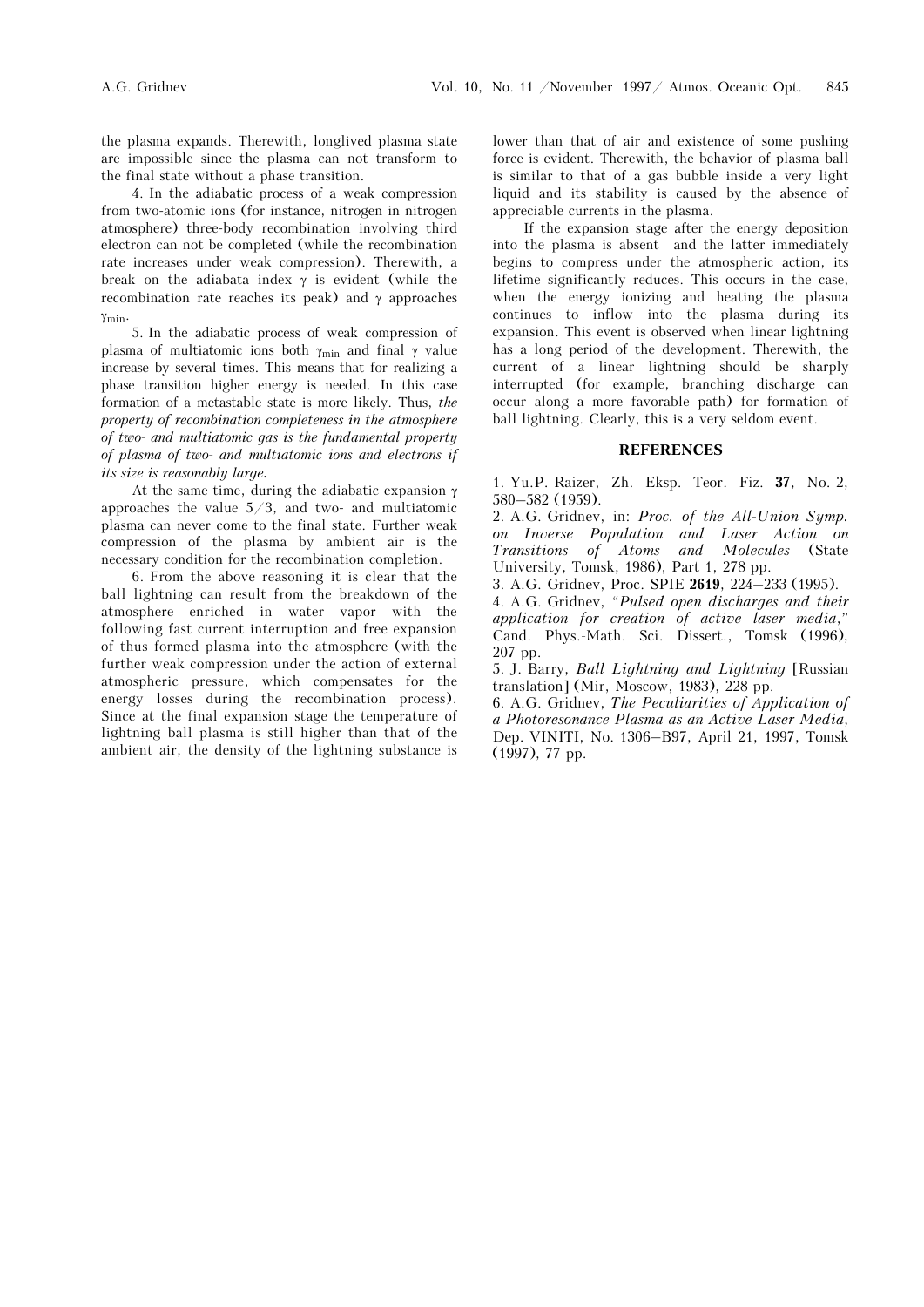the plasma expands. Therewith, longlived plasma state are impossible since the plasma can not transform to the final state without a phase transition.

4. In the adiabatic process of a weak compression from two-atomic ions (for instance, nitrogen in nitrogen atmosphere) three-body recombination involving third electron can not be completed (while the recombination rate increases under weak compression). Therewith, a break on the adiabata index $\gamma$ is evident (while the recombination rate reaches its peak) and $\gamma$ approaches $\gamma_{min}$.

5. In the adiabatic process of weak compression of plasma of multiatomic ions both $\gamma_{min}$ and final $\gamma$ value increase by several times. This means that for realizing a phase transition higher energy is needed. In this case formation of a metastable state is more likely. Thus, *the property of recombination completeness in the atmosphere of two- and multiatomic gas is the fundamental property of plasma of two- and multiatomic ions and electrons if its size is reasonably large.*

At the same time, during the adiabatic expansion $\gamma$ approaches the value $5/3$, and two- and multiatomic plasma can never come to the final state. Further weak compression of the plasma by ambient air is the necessary condition for the recombination completion.

6. From the above reasoning it is clear that the ball lightning can result from the breakdown of the atmosphere enriched in water vapor with the following fast current interruption and free expansion of thus formed plasma into the atmosphere (with the further weak compression under the action of external atmospheric pressure, which compensates for the energy losses during the recombination process). Since at the final expansion stage the temperature of lightning ball plasma is still higher than that of the ambient air, the density of the lightning substance is lower than that of air and existence of some pushing force is evident. Therewith, the behavior of plasma ball is similar to that of a gas bubble inside a very light liquid and its stability is caused by the absence of appreciable currents in the plasma.

If the expansion stage after the energy deposition into the plasma is absent and the latter immediately begins to compress under the atmospheric action, its lifetime significantly reduces. This occurs in the case, when the energy ionizing and heating the plasma continues to inflow into the plasma during its expansion. This event is observed when linear lightning has a long period of the development. Therewith, the current of a linear lightning should be sharply interrupted (for example, branching discharge can occur along a more favorable path) for formation of ball lightning. Clearly, this is a very seldom event.

## REFERENCES

1. Yu.P. Raizer, Zh. Eksp. Teor. Fiz. **37**, No. 2, 580–582 (1959).
2. A.G. Gridnev, in: *Proc. of the All-Union Symp. on Inverse Population and Laser Action on Transitions of Atoms and Molecules* (State University, Tomsk, 1986), Part 1, 278 pp.
3. A.G. Gridnev, Proc. SPIE **2619**, 224–233 (1995).
4. A.G. Gridnev, "*Pulsed open discharges and their application for creation of active laser media*," Cand. Phys.-Math. Sci. Dissert., Tomsk (1996), 207 pp.
5. J. Barry, *Ball Lightning and Lightning* [Russian translation] (Mir, Moscow, 1983), 228 pp.
6. A.G. Gridnev, *The Peculiarities of Application of a Photoresonance Plasma as an Active Laser Media*, Dep. VINITI, No. 1306–B97, April 21, 1997, Tomsk (1997), 77 pp.